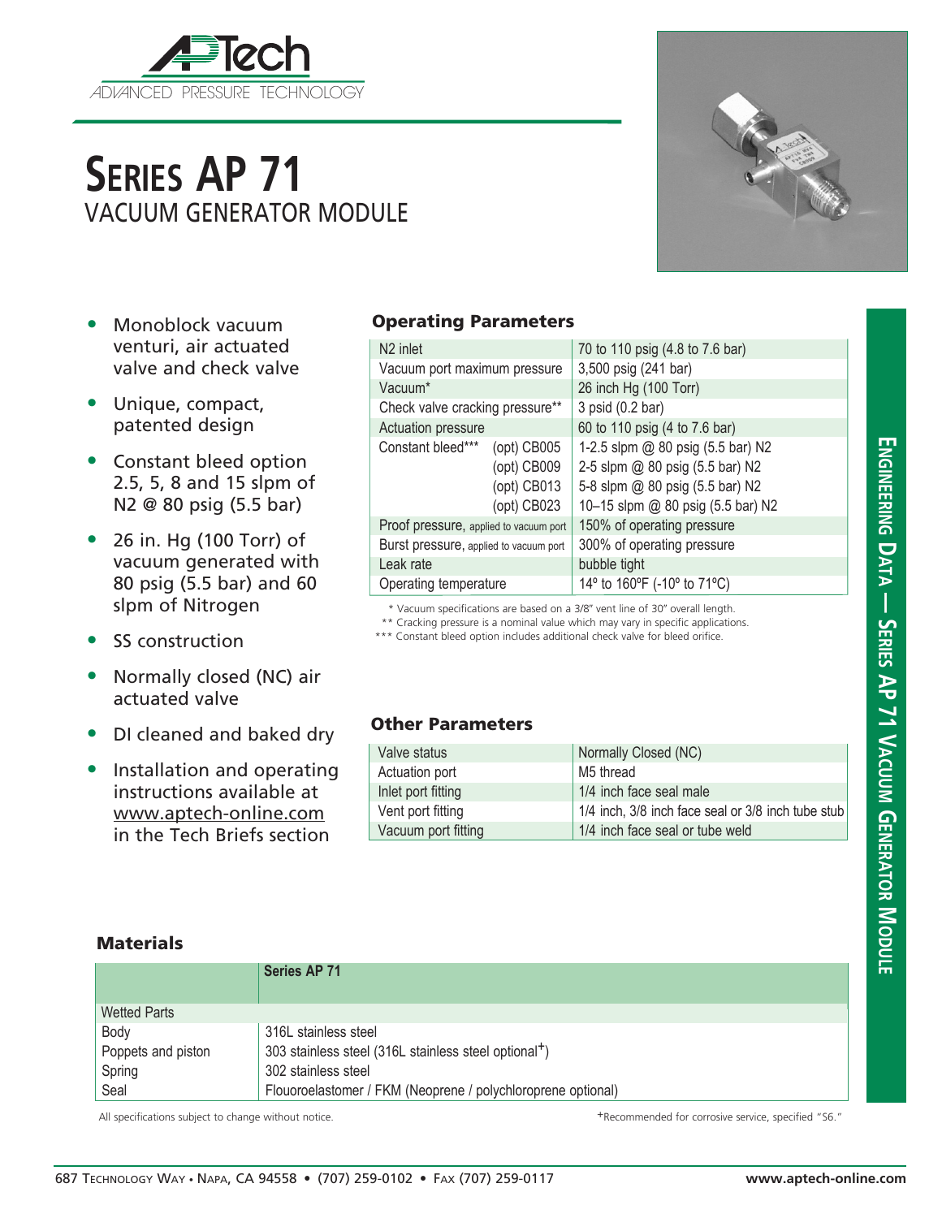# SERIES AP 71

## VACUUM GENERATOR MODULE

- Monoblock vacuum venturi, air actuated valve and check valve
- Unique, compact, patented design
- Constant bleed option 2.5, 5, 8 and 15 slpm of N2 @ 80 psig (5.5 bar)
- 26 in. Hg (100 Torr) of vacuum generated with 80 psig (5.5 bar) and 60 slpm of Nitrogen
- SS construction
- Normally closed (NC) air actuated valve
- DI cleaned and baked dry
- Installation and operating instructions available at www.aptech-online.com in the Tech Briefs section

### Operating Parameters

| Parameter | Value |
|---|---|
| N2 inlet | 70 to 110 psig (4.8 to 7.6 bar) |
| Vacuum port maximum pressure | 3,500 psig (241 bar) |
| Vacuum* | 26 inch Hg (100 Torr) |
| Check valve cracking pressure** | 3 psid (0.2 bar) |
| Actuation pressure | 60 to 110 psig (4 to 7.6 bar) |
| Constant bleed*** (opt) CB005 | 1-2.5 slpm @ 80 psig (5.5 bar) N2 |
| (opt) CB009 | 2-5 slpm @ 80 psig (5.5 bar) N2 |
| (opt) CB013 | 5-8 slpm @ 80 psig (5.5 bar) N2 |
| (opt) CB023 | 10–15 slpm @ 80 psig (5.5 bar) N2 |
| Proof pressure, applied to vacuum port | 150% of operating pressure |
| Burst pressure, applied to vacuum port | 300% of operating pressure |
| Leak rate | bubble tight |
| Operating temperature | 14º to 160ºF (-10º to 71ºC) |

\* Vacuum specifications are based on a 3/8" vent line of 30" overall length.
** Cracking pressure is a nominal value which may vary in specific applications.
*** Constant bleed option includes additional check valve for bleed orifice.

### Other Parameters

| Parameter | Value |
|---|---|
| Valve status | Normally Closed (NC) |
| Actuation port | M5 thread |
| Inlet port fitting | 1/4 inch face seal male |
| Vent port fitting | 1/4 inch, 3/8 inch face seal or 3/8 inch tube stub |
| Vacuum port fitting | 1/4 inch face seal or tube weld |

### Materials

| | Series AP 71 |
|---|---|
| Wetted Parts | |
| Body | 316L stainless steel |
| Poppets and piston | 303 stainless steel (316L stainless steel optional+) |
| Spring | 302 stainless steel |
| Seal | Flouoroelastomer / FKM (Neoprene / polychloroprene optional) |

All specifications subject to change without notice.

+Recommended for corrosive service, specified "S6."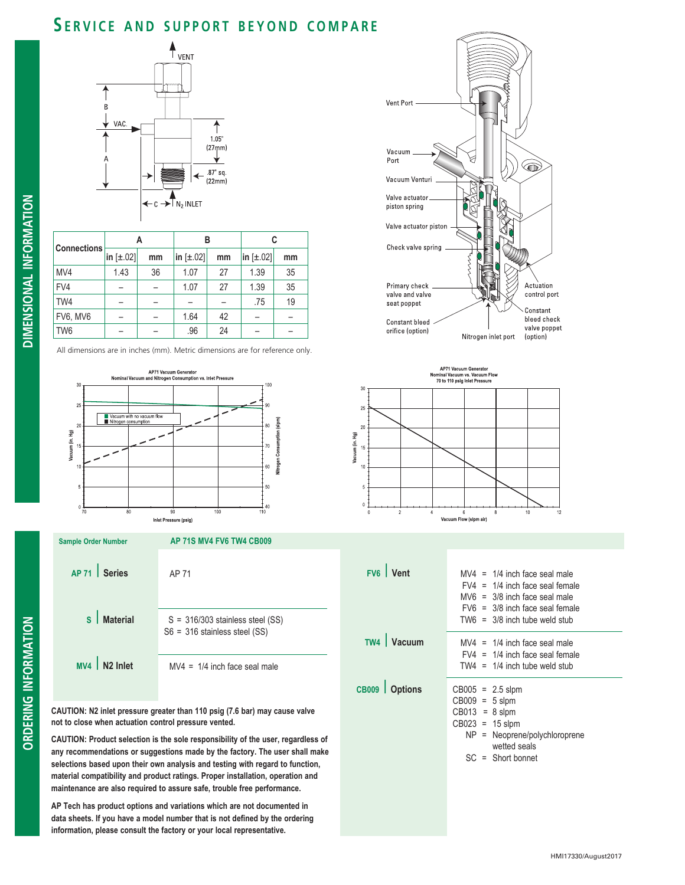# Service and Support Beyond Compare

## DIMENSIONAL INFORMATION

VENT

B

VAC.

A

1.05" (27mm)

.87" sq. (22mm)

C

$N_2$ INLET

| Connections | A | | B | | C | |
|---|---|---|---|---|---|---|
| | in [±.02] | mm | in [±.02] | mm | in [±.02] | mm |
| MV4 | 1.43 | 36 | 1.07 | 27 | 1.39 | 35 |
| FV4 | – | – | 1.07 | 27 | 1.39 | 35 |
| TW4 | – | – | – | – | .75 | 19 |
| FV6, MV6 | – | – | 1.64 | 42 | – | – |
| TW6 | – | – | .96 | 24 | – | – |

All dimensions are in inches (mm). Metric dimensions are for reference only.

Vent Port

Vacuum Port

Vacuum Venturi

Valve actuator piston spring

Valve actuator piston

Check valve spring

Primary check valve and valve seat poppet

Constant bleed orifice (option)

Nitrogen inlet port

Actuation control port

Constant bleed check valve poppet (option)

AP71 Vacuum Generator
Nominal Vacuum and Nitrogen Consumption vs. Inlet Pressure

Vacuum with no vacuum flow
Nitrogen consumption

Vacuum (in. Hg)

Nitrogen Consumption (slpm)

Inlet Pressure (psig)

AP71 Vacuum Generator
Nominal Vacuum vs. Vacuum Flow
70 to 110 psig Inlet Pressure

Vacuum (in. Hg)

Vacuum Flow (slpm air)

## ORDERING INFORMATION

**Sample Order Number** **AP 71S MV4 FV6 TW4 CB009**

| | |
|---|---|
| **AP 71 \| Series** | AP 71 |
| **S \| Material** | S = 316/303 stainless steel (SS)<br>S6 = 316 stainless steel (SS) |
| **MV4 \| N2 Inlet** | MV4 = 1/4 inch face seal male |
| **FV6 \| Vent** | MV4 = 1/4 inch face seal male<br>FV4 = 1/4 inch face seal female<br>MV6 = 3/8 inch face seal male<br>FV6 = 3/8 inch face seal female<br>TW6 = 3/8 inch tube weld stub |
| **TW4 \| Vacuum** | MV4 = 1/4 inch face seal male<br>FV4 = 1/4 inch face seal female<br>TW4 = 1/4 inch tube weld stub |
| **CB009 \| Options** | CB005 = 2.5 slpm<br>CB009 = 5 slpm<br>CB013 = 8 slpm<br>CB023 = 15 slpm<br>NP = Neoprene/polychloroprene wetted seals<br>SC = Short bonnet |

**CAUTION: N2 inlet pressure greater than 110 psig (7.6 bar) may cause valve not to close when actuation control pressure vented.**

**CAUTION: Product selection is the sole responsibility of the user, regardless of any recommendations or suggestions made by the factory. The user shall make selections based upon their own analysis and testing with regard to function, material compatibility and product ratings. Proper installation, operation and maintenance are also required to assure safe, trouble free performance.**

**AP Tech has product options and variations which are not documented in data sheets. If you have a model number that is not defined by the ordering information, please consult the factory or your local representative.**

HMI17330/August2017